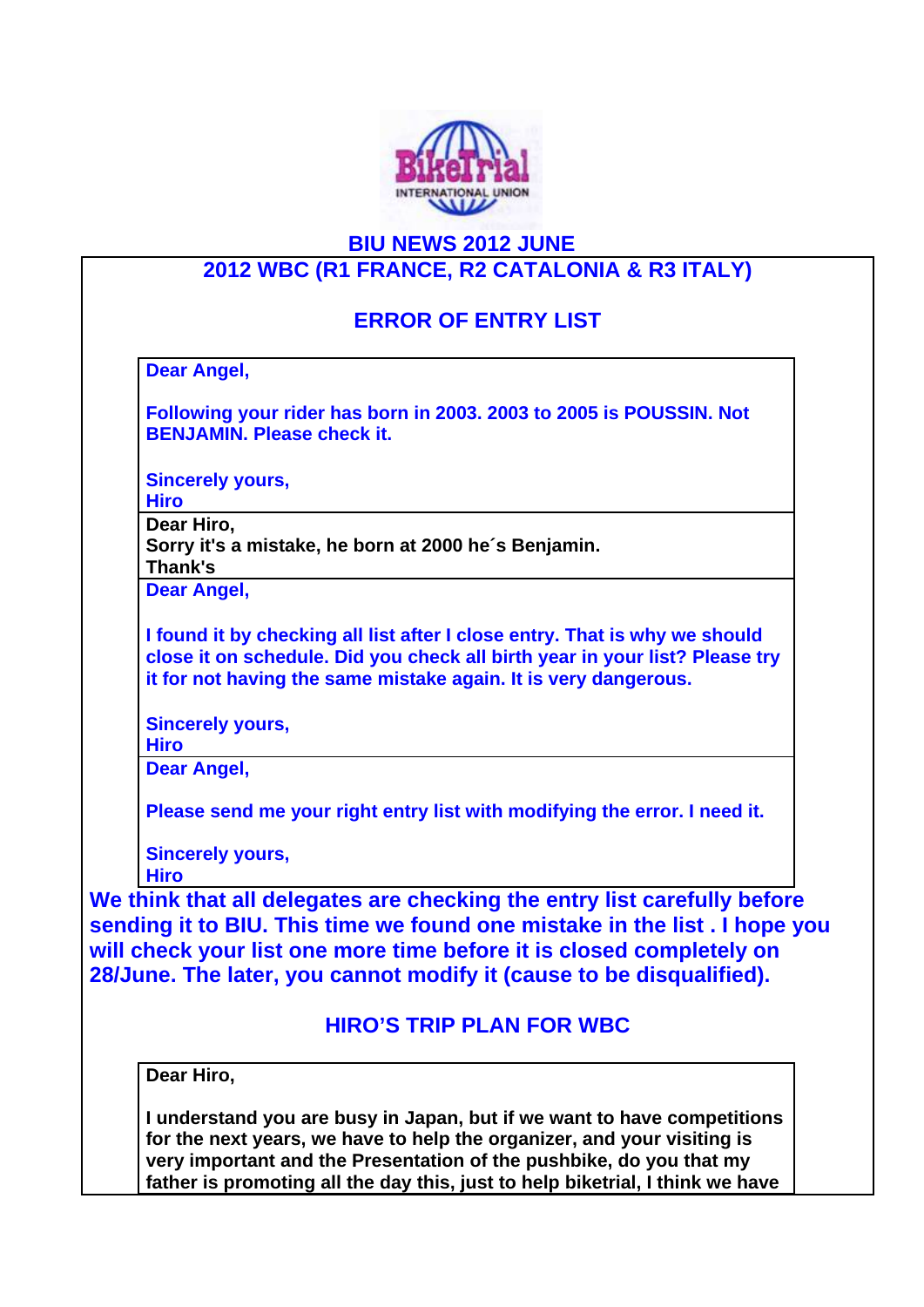# BIU NEWS 2012 JUNE

## 2012 WBC (R1 FRANCE, R2 CATALONIA & R3 ITALY)

### ERROR OF ENTRY LIST

Dear Angel,

Following your rider has born in 2003. 2003 to 2005 is POUSSIN. Not BENJAMIN. Please check it.

Sincerely yours,
Hiro

Dear Hiro,
Sorry it's a mistake, he born at 2000 he´s Benjamin.
Thank's

Dear Angel,

I found it by checking all list after I close entry. That is why we should close it on schedule. Did you check all birth year in your list? Please try it for not having the same mistake again. It is very dangerous.

Sincerely yours,
Hiro

Dear Angel,

Please send me your right entry list with modifying the error. I need it.

Sincerely yours,
Hiro

**We think that all delegates are checking the entry list carefully before sending it to BIU. This time we found one mistake in the list . I hope you will check your list one more time before it is closed completely on 28/June. The later, you cannot modify it (cause to be disqualified).**

### HIRO'S TRIP PLAN FOR WBC

Dear Hiro,

I understand you are busy in Japan, but if we want to have competitions for the next years, we have to help the organizer, and your visiting is very important and the Presentation of the pushbike, do you that my father is promoting all the day this, just to help biketrial, I think we have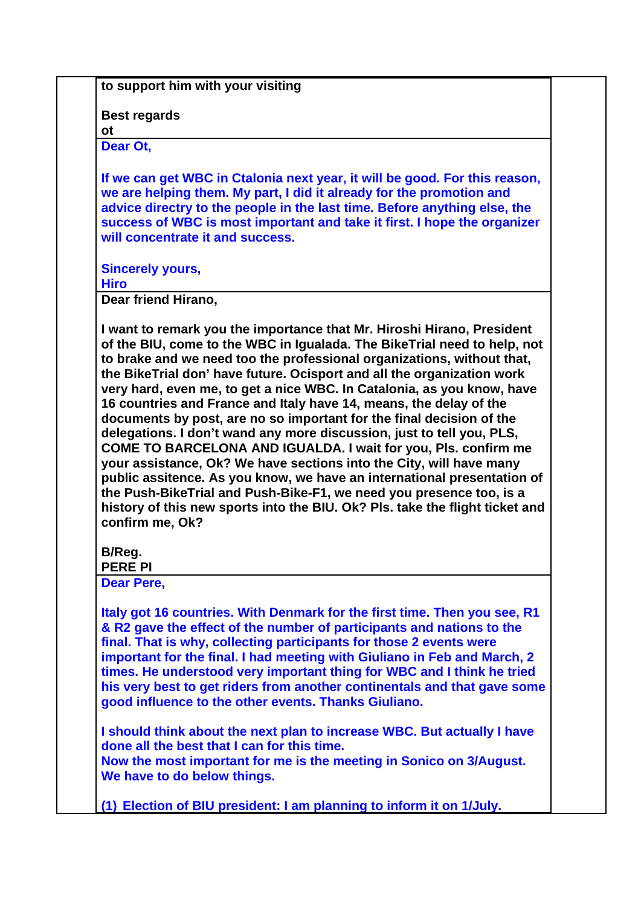**to support him with your visiting**

**Best regards**
**ot**

**Dear Ot,**

**If we can get WBC in Ctalonia next year, it will be good. For this reason, we are helping them. My part, I did it already for the promotion and advice directry to the people in the last time. Before anything else, the success of WBC is most important and take it first. I hope the organizer will concentrate it and success.**

**Sincerely yours,**
**Hiro**

**Dear friend Hirano,**

**I want to remark you the importance that Mr. Hiroshi Hirano, President of the BIU, come to the WBC in Igualada. The BikeTrial need to help, not to brake and we need too the professional organizations, without that, the BikeTrial don' have future. Ocisport and all the organization work very hard, even me, to get a nice WBC. In Catalonia, as you know, have 16 countries and France and Italy have 14, means, the delay of the documents by post, are no so important for the final decision of the delegations. I don't wand any more discussion, just to tell you, PLS, COME TO BARCELONA AND IGUALDA. I wait for you, Pls. confirm me your assistance, Ok? We have sections into the City, will have many public assitence. As you know, we have an international presentation of the Push-BikeTrial and Push-Bike-F1, we need you presence too, is a history of this new sports into the BIU. Ok? Pls. take the flight ticket and confirm me, Ok?**

**B/Reg.**
**PERE PI**

**Dear Pere,**

**Italy got 16 countries. With Denmark for the first time. Then you see, R1 & R2 gave the effect of the number of participants and nations to the final. That is why, collecting participants for those 2 events were important for the final. I had meeting with Giuliano in Feb and March, 2 times. He understood very important thing for WBC and I think he tried his very best to get riders from another continentals and that gave some good influence to the other events. Thanks Giuliano.**

**I should think about the next plan to increase WBC. But actually I have done all the best that I can for this time.**
**Now the most important for me is the meeting in Sonico on 3/August. We have to do below things.**

**(1) Election of BIU president: I am planning to inform it on 1/July.**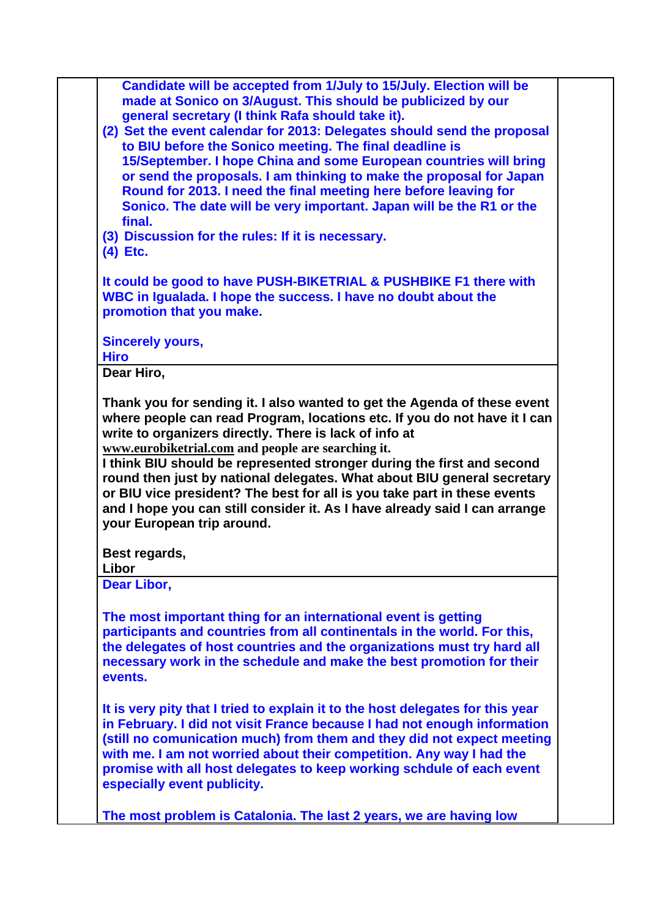Candidate will be accepted from 1/July to 15/July. Election will be made at Sonico on 3/August. This should be publicized by our general secretary (I think Rafa should take it).

(2) Set the event calendar for 2013: Delegates should send the proposal to BIU before the Sonico meeting. The final deadline is 15/September. I hope China and some European countries will bring or send the proposals. I am thinking to make the proposal for Japan Round for 2013. I need the final meeting here before leaving for Sonico. The date will be very important. Japan will be the R1 or the final.

(3) Discussion for the rules: If it is necessary.

(4) Etc.

It could be good to have PUSH-BIKETRIAL & PUSHBIKE F1 there with WBC in Igualada. I hope the success. I have no doubt about the promotion that you make.

Sincerely yours,
Hiro

---

Dear Hiro,

Thank you for sending it. I also wanted to get the Agenda of these event where people can read Program, locations etc. If you do not have it I can write to organizers directly. There is lack of info at www.eurobiketrial.com and people are searching it.
I think BIU should be represented stronger during the first and second round then just by national delegates. What about BIU general secretary or BIU vice president? The best for all is you take part in these events and I hope you can still consider it. As I have already said I can arrange your European trip around.

Best regards,
Libor

---

Dear Libor,

The most important thing for an international event is getting participants and countries from all continentals in the world. For this, the delegates of host countries and the organizations must try hard all necessary work in the schedule and make the best promotion for their events.

It is very pity that I tried to explain it to the host delegates for this year in February. I did not visit France because I had not enough information (still no comunication much) from them and they did not expect meeting with me. I am not worried about their competition. Any way I had the promise with all host delegates to keep working schdule of each event especially event publicity.

The most problem is Catalonia. The last 2 years, we are having low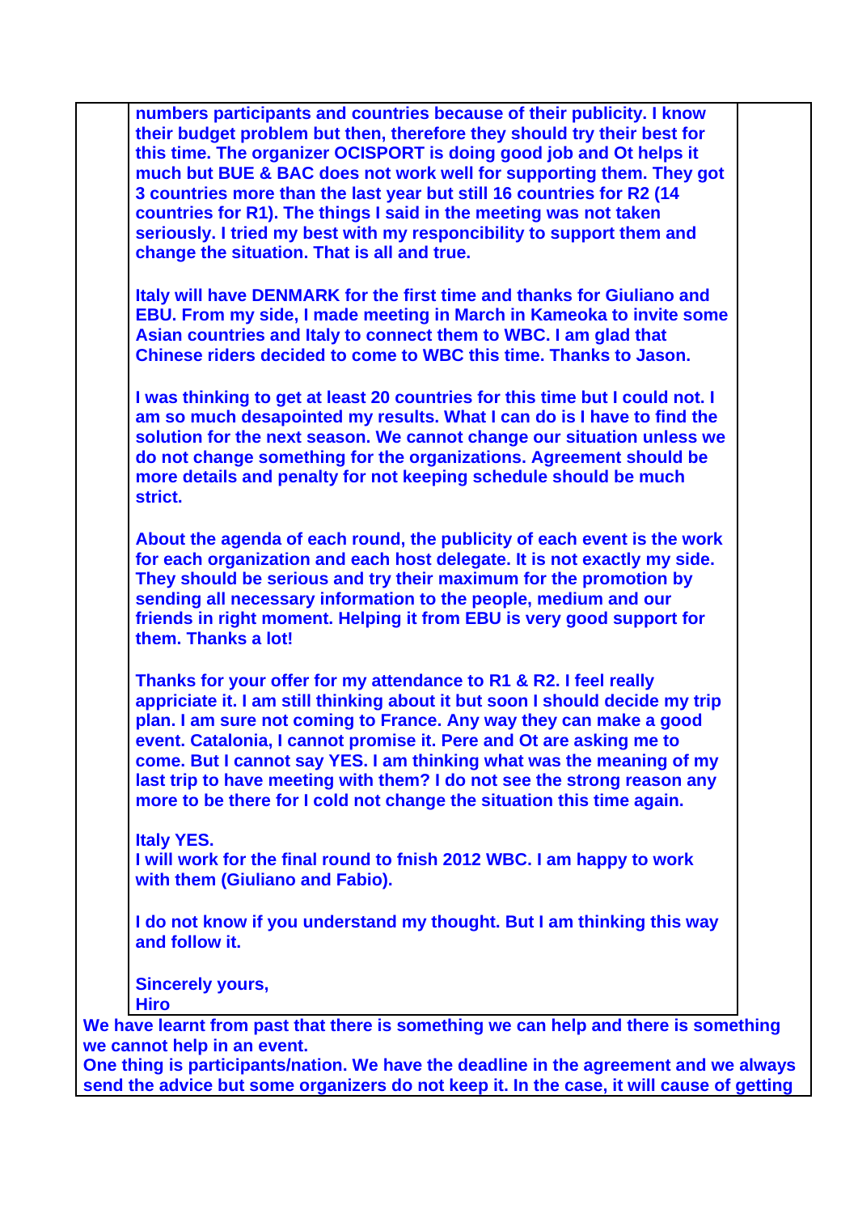**numbers participants and countries because of their publicity. I know their budget problem but then, therefore they should try their best for this time. The organizer OCISPORT is doing good job and Ot helps it much but BUE & BAC does not work well for supporting them. They got 3 countries more than the last year but still 16 countries for R2 (14 countries for R1). The things I said in the meeting was not taken seriously. I tried my best with my responcibility to support them and change the situation. That is all and true.**

**Italy will have DENMARK for the first time and thanks for Giuliano and EBU. From my side, I made meeting in March in Kameoka to invite some Asian countries and Italy to connect them to WBC. I am glad that Chinese riders decided to come to WBC this time. Thanks to Jason.**

**I was thinking to get at least 20 countries for this time but I could not. I am so much desapointed my results. What I can do is I have to find the solution for the next season. We cannot change our situation unless we do not change something for the organizations. Agreement should be more details and penalty for not keeping schedule should be much strict.**

**About the agenda of each round, the publicity of each event is the work for each organization and each host delegate. It is not exactly my side. They should be serious and try their maximum for the promotion by sending all necessary information to the people, medium and our friends in right moment. Helping it from EBU is very good support for them. Thanks a lot!**

**Thanks for your offer for my attendance to R1 & R2. I feel really appriciate it. I am still thinking about it but soon I should decide my trip plan. I am sure not coming to France. Any way they can make a good event. Catalonia, I cannot promise it. Pere and Ot are asking me to come. But I cannot say YES. I am thinking what was the meaning of my last trip to have meeting with them? I do not see the strong reason any more to be there for I cold not change the situation this time again.**

**Italy YES.**
**I will work for the final round to fnish 2012 WBC. I am happy to work with them (Giuliano and Fabio).**

**I do not know if you understand my thought. But I am thinking this way and follow it.**

**Sincerely yours,**
**Hiro**

**We have learnt from past that there is something we can help and there is something we cannot help in an event.**
**One thing is participants/nation. We have the deadline in the agreement and we always send the advice but some organizers do not keep it. In the case, it will cause of getting**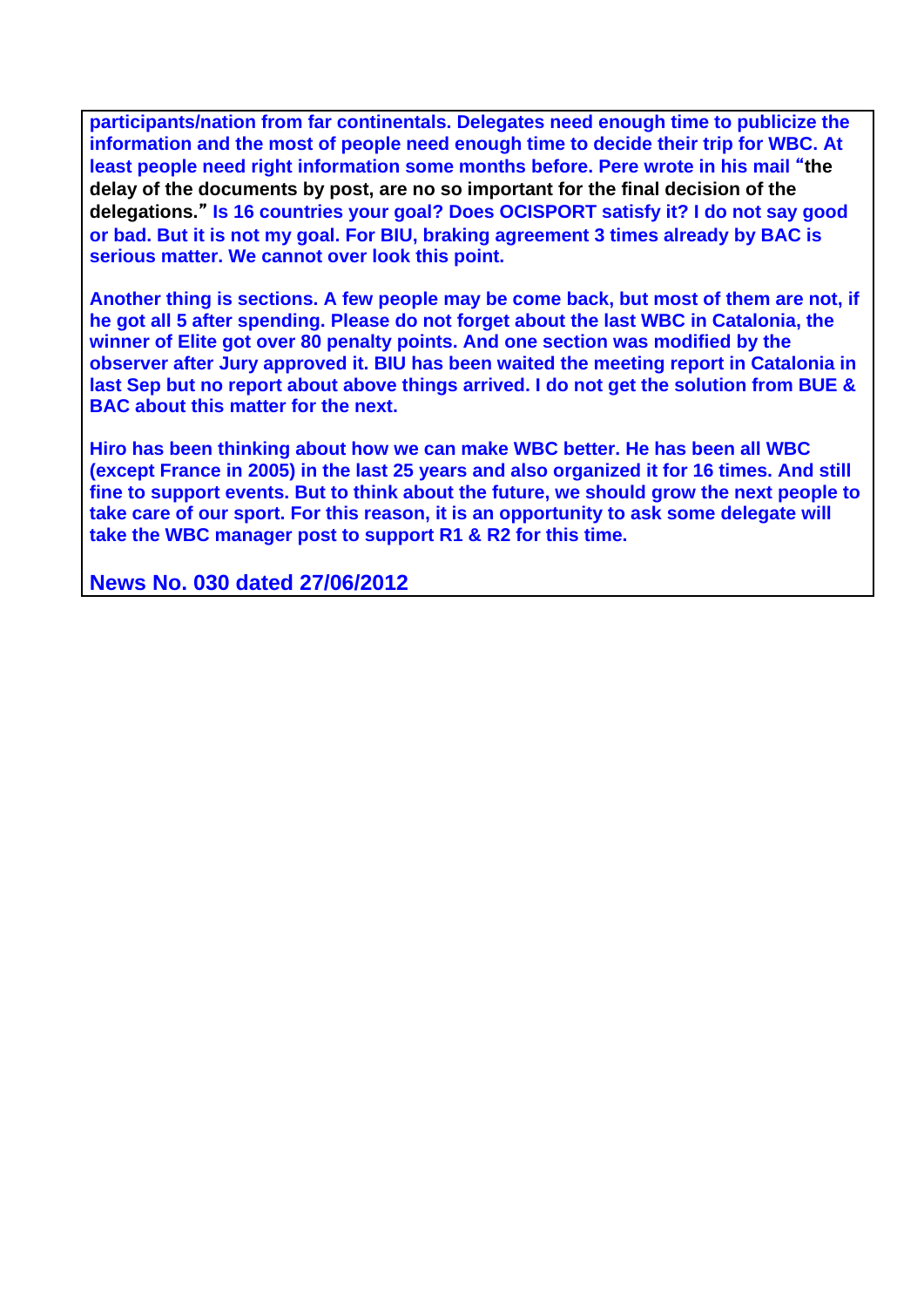**participants/nation from far continentals. Delegates need enough time to publicize the information and the most of people need enough time to decide their trip for WBC. At least people need right information some months before. Pere wrote in his mail "the delay of the documents by post, are no so important for the final decision of the delegations." Is 16 countries your goal? Does OCISPORT satisfy it? I do not say good or bad. But it is not my goal. For BIU, braking agreement 3 times already by BAC is serious matter. We cannot over look this point.**

**Another thing is sections. A few people may be come back, but most of them are not, if he got all 5 after spending. Please do not forget about the last WBC in Catalonia, the winner of Elite got over 80 penalty points. And one section was modified by the observer after Jury approved it. BIU has been waited the meeting report in Catalonia in last Sep but no report about above things arrived. I do not get the solution from BUE & BAC about this matter for the next.**

**Hiro has been thinking about how we can make WBC better. He has been all WBC (except France in 2005) in the last 25 years and also organized it for 16 times. And still fine to support events. But to think about the future, we should grow the next people to take care of our sport. For this reason, it is an opportunity to ask some delegate will take the WBC manager post to support R1 & R2 for this time.**

**News No. 030 dated 27/06/2012**